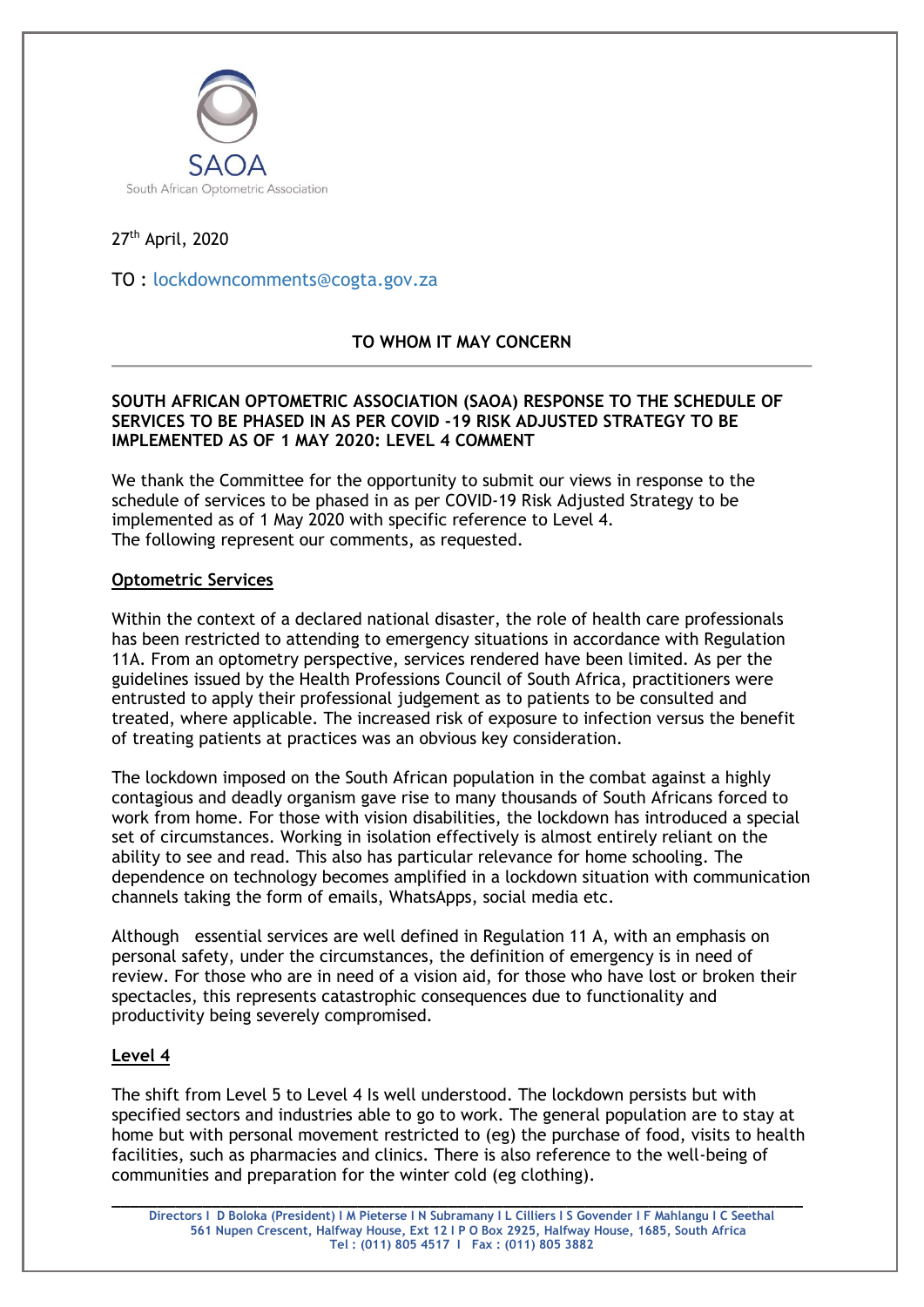SAOA

South African Optometric Association

27th April, 2020

TO : lockdowncomments@cogta.gov.za

**TO WHOM IT MAY CONCERN**

---

**SOUTH AFRICAN OPTOMETRIC ASSOCIATION (SAOA) RESPONSE TO THE SCHEDULE OF SERVICES TO BE PHASED IN AS PER COVID -19 RISK ADJUSTED STRATEGY TO BE IMPLEMENTED AS OF 1 MAY 2020: LEVEL 4 COMMENT**

We thank the Committee for the opportunity to submit our views in response to the schedule of services to be phased in as per COVID-19 Risk Adjusted Strategy to be implemented as of 1 May 2020 with specific reference to Level 4.
The following represent our comments, as requested.

**<u>Optometric Services</u>**

Within the context of a declared national disaster, the role of health care professionals has been restricted to attending to emergency situations in accordance with Regulation 11A. From an optometry perspective, services rendered have been limited. As per the guidelines issued by the Health Professions Council of South Africa, practitioners were entrusted to apply their professional judgement as to patients to be consulted and treated, where applicable. The increased risk of exposure to infection versus the benefit of treating patients at practices was an obvious key consideration.

The lockdown imposed on the South African population in the combat against a highly contagious and deadly organism gave rise to many thousands of South Africans forced to work from home. For those with vision disabilities, the lockdown has introduced a special set of circumstances. Working in isolation effectively is almost entirely reliant on the ability to see and read. This also has particular relevance for home schooling. The dependence on technology becomes amplified in a lockdown situation with communication channels taking the form of emails, WhatsApps, social media etc.

Although essential services are well defined in Regulation 11 A, with an emphasis on personal safety, under the circumstances, the definition of emergency is in need of review. For those who are in need of a vision aid, for those who have lost or broken their spectacles, this represents catastrophic consequences due to functionality and productivity being severely compromised.

**<u>Level 4</u>**

The shift from Level 5 to Level 4 Is well understood. The lockdown persists but with specified sectors and industries able to go to work. The general population are to stay at home but with personal movement restricted to (eg) the purchase of food, visits to health facilities, such as pharmacies and clinics. There is also reference to the well-being of communities and preparation for the winter cold (eg clothing).

---

Directors I D Boloka (President) I M Pieterse I N Subramany I L Cilliers I S Govender I F Mahlangu I C Seethal
561 Nupen Crescent, Halfway House, Ext 12 I P O Box 2925, Halfway House, 1685, South Africa
Tel : (011) 805 4517 I Fax : (011) 805 3882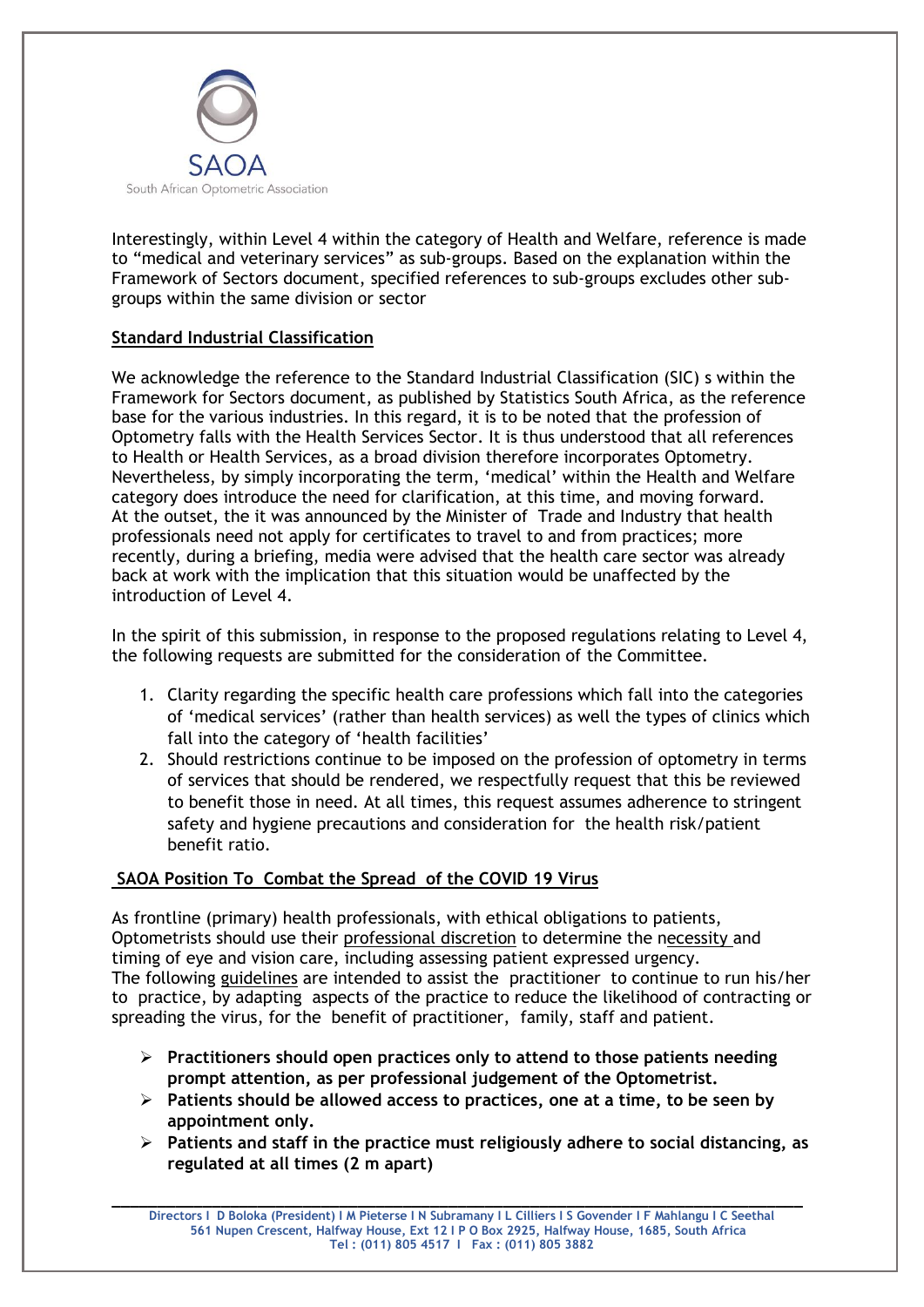Interestingly, within Level 4 within the category of Health and Welfare, reference is made to "medical and veterinary services" as sub-groups. Based on the explanation within the Framework of Sectors document, specified references to sub-groups excludes other sub-groups within the same division or sector

**Standard Industrial Classification**

We acknowledge the reference to the Standard Industrial Classification (SIC) s within the Framework for Sectors document, as published by Statistics South Africa, as the reference base for the various industries. In this regard, it is to be noted that the profession of Optometry falls with the Health Services Sector. It is thus understood that all references to Health or Health Services, as a broad division therefore incorporates Optometry. Nevertheless, by simply incorporating the term, 'medical' within the Health and Welfare category does introduce the need for clarification, at this time, and moving forward. At the outset, the it was announced by the Minister of Trade and Industry that health professionals need not apply for certificates to travel to and from practices; more recently, during a briefing, media were advised that the health care sector was already back at work with the implication that this situation would be unaffected by the introduction of Level 4.

In the spirit of this submission, in response to the proposed regulations relating to Level 4, the following requests are submitted for the consideration of the Committee.

1. Clarity regarding the specific health care professions which fall into the categories of 'medical services' (rather than health services) as well the types of clinics which fall into the category of 'health facilities'
2. Should restrictions continue to be imposed on the profession of optometry in terms of services that should be rendered, we respectfully request that this be reviewed to benefit those in need. At all times, this request assumes adherence to stringent safety and hygiene precautions and consideration for the health risk/patient benefit ratio.

**SAOA Position To Combat the Spread of the COVID 19 Virus**

As frontline (primary) health professionals, with ethical obligations to patients, Optometrists should use their professional discretion to determine the necessity and timing of eye and vision care, including assessing patient expressed urgency. The following guidelines are intended to assist the practitioner to continue to run his/her to practice, by adapting aspects of the practice to reduce the likelihood of contracting or spreading the virus, for the benefit of practitioner, family, staff and patient.

- **Practitioners should open practices only to attend to those patients needing prompt attention, as per professional judgement of the Optometrist.**
- **Patients should be allowed access to practices, one at a time, to be seen by appointment only.**
- **Patients and staff in the practice must religiously adhere to social distancing, as regulated at all times (2 m apart)**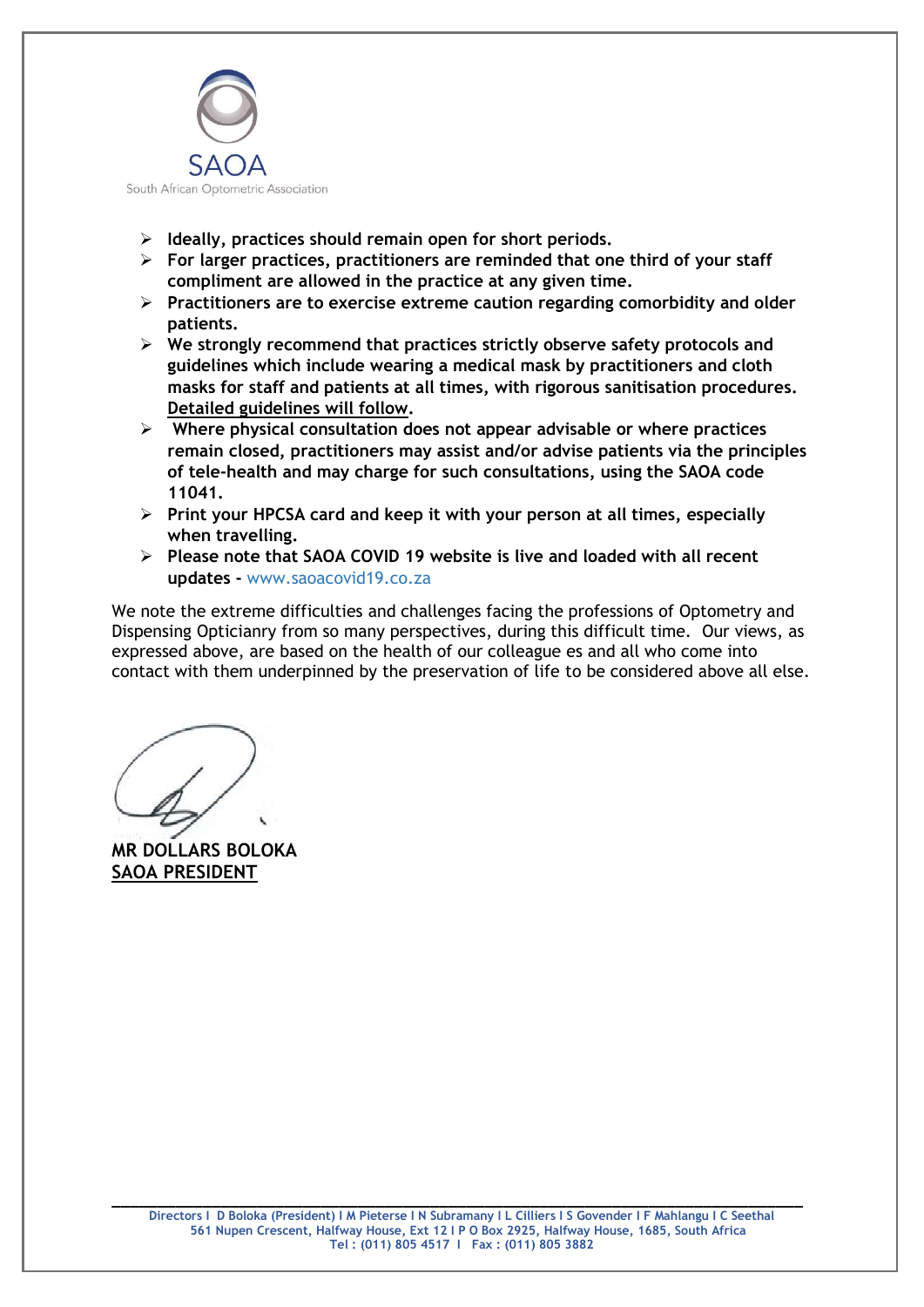SAOA

South African Optometric Association

- **Ideally, practices should remain open for short periods.**
- **For larger practices, practitioners are reminded that one third of your staff compliment are allowed in the practice at any given time.**
- **Practitioners are to exercise extreme caution regarding comorbidity and older patients.**
- **We strongly recommend that practices strictly observe safety protocols and guidelines which include wearing a medical mask by practitioners and cloth masks for staff and patients at all times, with rigorous sanitisation procedures. <u>Detailed guidelines will follow</u>.**
- **Where physical consultation does not appear advisable or where practices remain closed, practitioners may assist and/or advise patients via the principles of tele-health and may charge for such consultations, using the SAOA code 11041.**
- **Print your HPCSA card and keep it with your person at all times, especially when travelling.**
- **Please note that SAOA COVID 19 website is live and loaded with all recent updates -** www.saoacovid19.co.za

We note the extreme difficulties and challenges facing the professions of Optometry and Dispensing Opticianry from so many perspectives, during this difficult time. Our views, as expressed above, are based on the health of our colleague es and all who come into contact with them underpinned by the preservation of life to be considered above all else.

**MR DOLLARS BOLOKA**
**<u>SAOA PRESIDENT</u>**

Directors I D Boloka (President) I M Pieterse I N Subramany I L Cilliers I S Govender I F Mahlangu I C Seethal
561 Nupen Crescent, Halfway House, Ext 12 I P O Box 2925, Halfway House, 1685, South Africa
Tel : (011) 805 4517 I Fax : (011) 805 3882